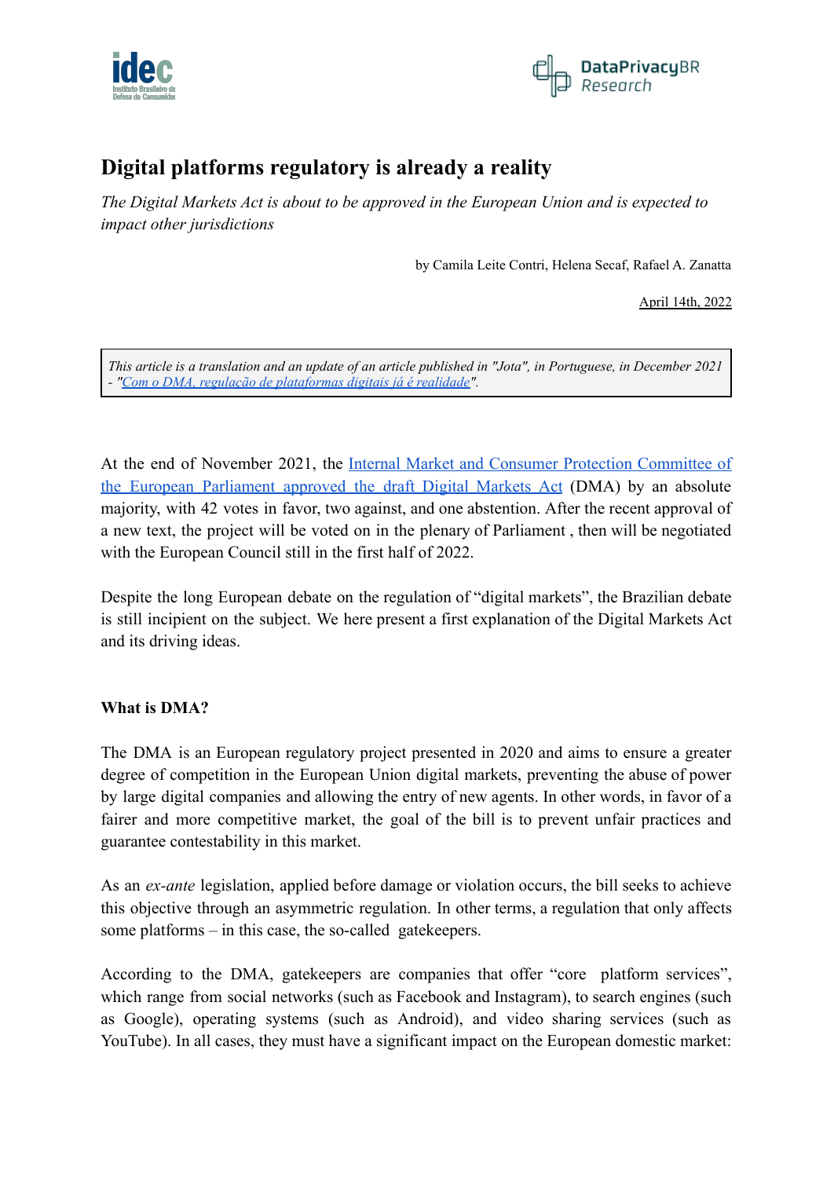# Digital platforms regulatory is already a reality

*The Digital Markets Act is about to be approved in the European Union and is expected to impact other jurisdictions*

by Camila Leite Contri, Helena Secaf, Rafael A. Zanatta

April 14th, 2022

> *This article is a translation and an update of an article published in "Jota", in Portuguese, in December 2021 - "Com o DMA, regulação de plataformas digitais já é realidade".*

At the end of November 2021, the Internal Market and Consumer Protection Committee of the European Parliament approved the draft Digital Markets Act (DMA) by an absolute majority, with 42 votes in favor, two against, and one abstention. After the recent approval of a new text, the project will be voted on in the plenary of Parliament , then will be negotiated with the European Council still in the first half of 2022.

Despite the long European debate on the regulation of "digital markets", the Brazilian debate is still incipient on the subject. We here present a first explanation of the Digital Markets Act and its driving ideas.

## What is DMA?

The DMA is an European regulatory project presented in 2020 and aims to ensure a greater degree of competition in the European Union digital markets, preventing the abuse of power by large digital companies and allowing the entry of new agents. In other words, in favor of a fairer and more competitive market, the goal of the bill is to prevent unfair practices and guarantee contestability in this market.

As an *ex-ante* legislation, applied before damage or violation occurs, the bill seeks to achieve this objective through an asymmetric regulation. In other terms, a regulation that only affects some platforms – in this case, the so-called gatekeepers.

According to the DMA, gatekeepers are companies that offer "core platform services", which range from social networks (such as Facebook and Instagram), to search engines (such as Google), operating systems (such as Android), and video sharing services (such as YouTube). In all cases, they must have a significant impact on the European domestic market: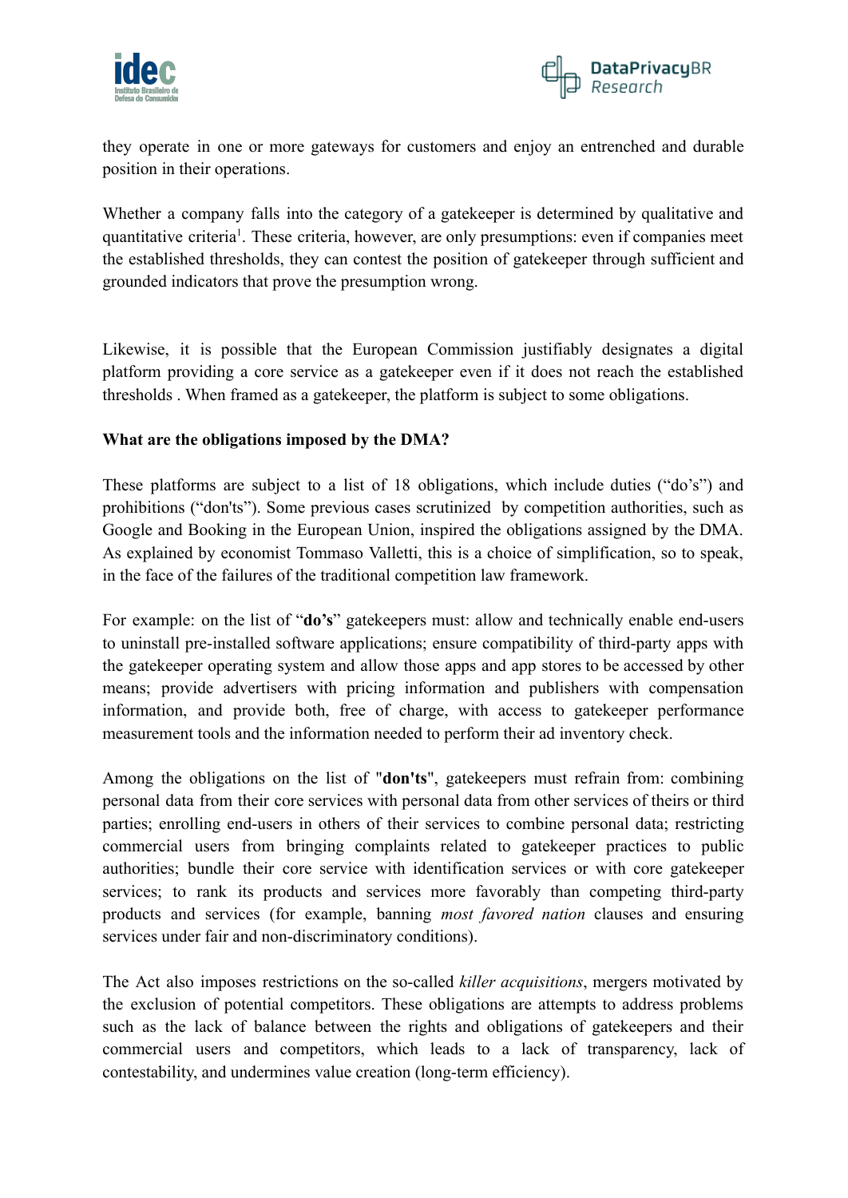they operate in one or more gateways for customers and enjoy an entrenched and durable position in their operations.

Whether a company falls into the category of a gatekeeper is determined by qualitative and quantitative criteria[1]. These criteria, however, are only presumptions: even if companies meet the established thresholds, they can contest the position of gatekeeper through sufficient and grounded indicators that prove the presumption wrong.

Likewise, it is possible that the European Commission justifiably designates a digital platform providing a core service as a gatekeeper even if it does not reach the established thresholds . When framed as a gatekeeper, the platform is subject to some obligations.

**What are the obligations imposed by the DMA?**

These platforms are subject to a list of 18 obligations, which include duties ("do's") and prohibitions ("don'ts"). Some previous cases scrutinized by competition authorities, such as Google and Booking in the European Union, inspired the obligations assigned by the DMA. As explained by economist Tommaso Valletti, this is a choice of simplification, so to speak, in the face of the failures of the traditional competition law framework.

For example: on the list of "**do's**" gatekeepers must: allow and technically enable end-users to uninstall pre-installed software applications; ensure compatibility of third-party apps with the gatekeeper operating system and allow those apps and app stores to be accessed by other means; provide advertisers with pricing information and publishers with compensation information, and provide both, free of charge, with access to gatekeeper performance measurement tools and the information needed to perform their ad inventory check.

Among the obligations on the list of "**don'ts**", gatekeepers must refrain from: combining personal data from their core services with personal data from other services of theirs or third parties; enrolling end-users in others of their services to combine personal data; restricting commercial users from bringing complaints related to gatekeeper practices to public authorities; bundle their core service with identification services or with core gatekeeper services; to rank its products and services more favorably than competing third-party products and services (for example, banning *most favored nation* clauses and ensuring services under fair and non-discriminatory conditions).

The Act also imposes restrictions on the so-called *killer acquisitions*, mergers motivated by the exclusion of potential competitors. These obligations are attempts to address problems such as the lack of balance between the rights and obligations of gatekeepers and their commercial users and competitors, which leads to a lack of transparency, lack of contestability, and undermines value creation (long-term efficiency).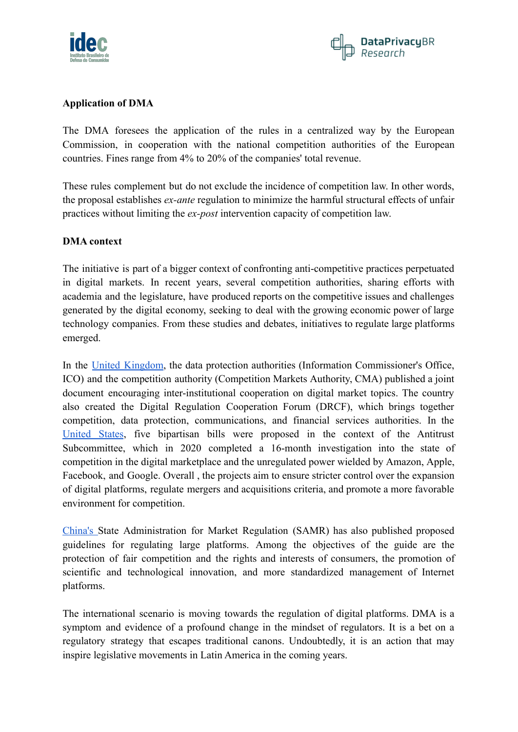**Application of DMA**

The DMA foresees the application of the rules in a centralized way by the European Commission, in cooperation with the national competition authorities of the European countries. Fines range from 4% to 20% of the companies' total revenue.

These rules complement but do not exclude the incidence of competition law. In other words, the proposal establishes *ex-ante* regulation to minimize the harmful structural effects of unfair practices without limiting the *ex-post* intervention capacity of competition law.

**DMA context**

The initiative is part of a bigger context of confronting anti-competitive practices perpetuated in digital markets. In recent years, several competition authorities, sharing efforts with academia and the legislature, have produced reports on the competitive issues and challenges generated by the digital economy, seeking to deal with the growing economic power of large technology companies. From these studies and debates, initiatives to regulate large platforms emerged.

In the United Kingdom, the data protection authorities (Information Commissioner's Office, ICO) and the competition authority (Competition Markets Authority, CMA) published a joint document encouraging inter-institutional cooperation on digital market topics. The country also created the Digital Regulation Cooperation Forum (DRCF), which brings together competition, data protection, communications, and financial services authorities. In the United States, five bipartisan bills were proposed in the context of the Antitrust Subcommittee, which in 2020 completed a 16-month investigation into the state of competition in the digital marketplace and the unregulated power wielded by Amazon, Apple, Facebook, and Google. Overall , the projects aim to ensure stricter control over the expansion of digital platforms, regulate mergers and acquisitions criteria, and promote a more favorable environment for competition.

China's State Administration for Market Regulation (SAMR) has also published proposed guidelines for regulating large platforms. Among the objectives of the guide are the protection of fair competition and the rights and interests of consumers, the promotion of scientific and technological innovation, and more standardized management of Internet platforms.

The international scenario is moving towards the regulation of digital platforms. DMA is a symptom and evidence of a profound change in the mindset of regulators. It is a bet on a regulatory strategy that escapes traditional canons. Undoubtedly, it is an action that may inspire legislative movements in Latin America in the coming years.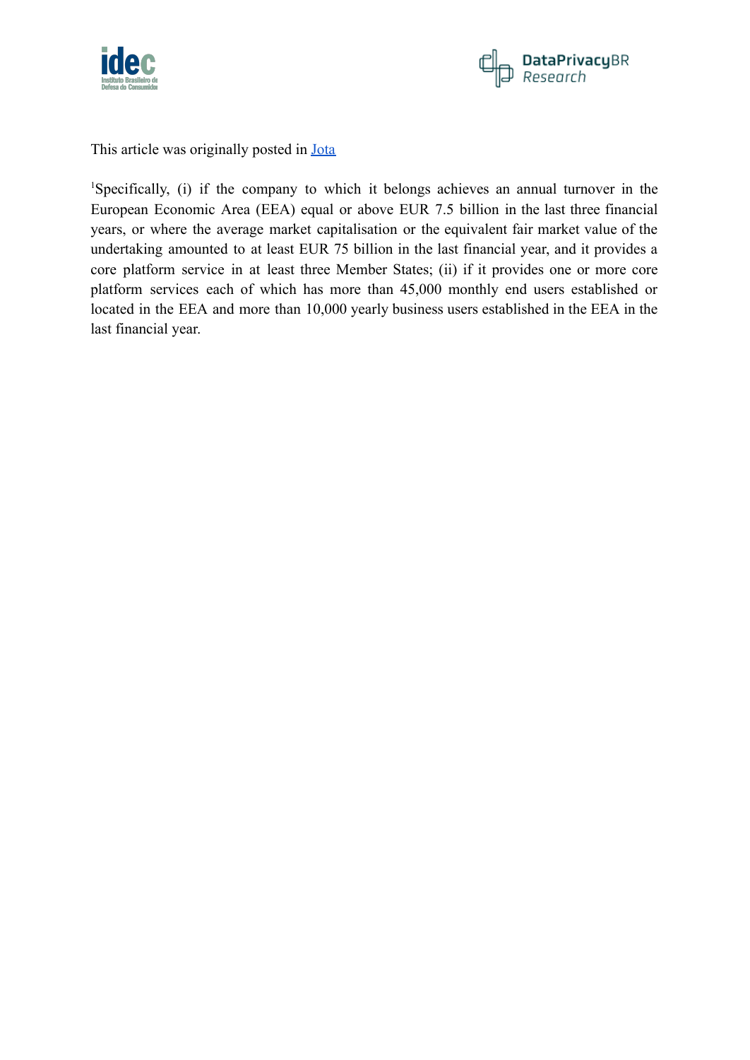This article was originally posted in [Jota]

[1]Specifically, (i) if the company to which it belongs achieves an annual turnover in the European Economic Area (EEA) equal or above EUR 7.5 billion in the last three financial years, or where the average market capitalisation or the equivalent fair market value of the undertaking amounted to at least EUR 75 billion in the last financial year, and it provides a core platform service in at least three Member States; (ii) if it provides one or more core platform services each of which has more than 45,000 monthly end users established or located in the EEA and more than 10,000 yearly business users established in the EEA in the last financial year.